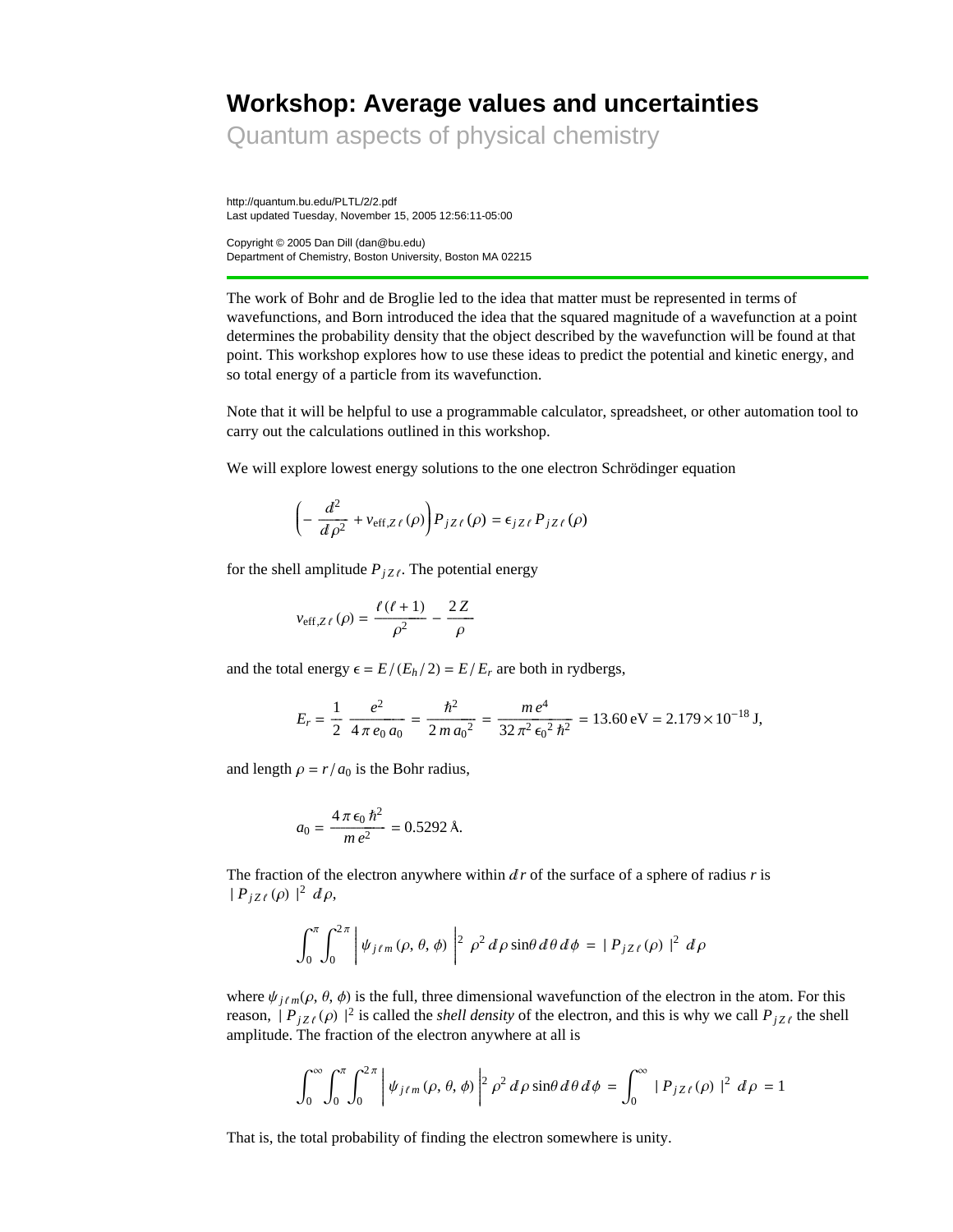# Workshop: Average values and uncertainties

## Quantum aspects of physical chemistry

http://quantum.bu.edu/PLTL/2/2.pdf
Last updated Tuesday, November 15, 2005 12:56:11-05:00

Copyright © 2005 Dan Dill (dan@bu.edu)
Department of Chemistry, Boston University, Boston MA 02215

---

The work of Bohr and de Broglie led to the idea that matter must be represented in terms of wavefunctions, and Born introduced the idea that the squared magnitude of a wavefunction at a point determines the probability density that the object described by the wavefunction will be found at that point. This workshop explores how to use these ideas to predict the potential and kinetic energy, and so total energy of a particle from its wavefunction.

Note that it will be helpful to use a programmable calculator, spreadsheet, or other automation tool to carry out the calculations outlined in this workshop.

We will explore lowest energy solutions to the one electron Schrödinger equation

$$\left(-\frac{d^2}{d\rho^2} + v_{\text{eff},Z\ell}(\rho)\right) P_{jZ\ell}(\rho) = \epsilon_{jZ\ell}\, P_{jZ\ell}(\rho)$$

for the shell amplitude $P_{jZ\ell}$. The potential energy

$$v_{\text{eff},Z\ell}(\rho) = \frac{\ell(\ell+1)}{\rho^2} - \frac{2Z}{\rho}$$

and the total energy $\epsilon = E/(E_h/2) = E/E_r$ are both in rydbergs,

$$E_r = \frac{1}{2}\,\frac{e^2}{4\pi e_0\, a_0} = \frac{\hbar^2}{2\,m\,a_0{}^2} = \frac{m\,e^4}{32\,\pi^2\,\epsilon_0{}^2\,\hbar^2} = 13.60\text{ eV} = 2.179\times 10^{-18}\text{ J},$$

and length $\rho = r/a_0$ is the Bohr radius,

$$a_0 = \frac{4\pi\epsilon_0\,\hbar^2}{m\,e^2} = 0.5292\text{ Å}.$$

The fraction of the electron anywhere within $dr$ of the surface of a sphere of radius $r$ is $|P_{jZ\ell}(\rho)|^2\, d\rho$,

$$\int_0^{\pi}\int_0^{2\pi}\left|\psi_{j\ell m}(\rho,\theta,\phi)\right|^2 \rho^2\, d\rho \sin\theta\, d\theta\, d\phi \;=\; |P_{jZ\ell}(\rho)|^2\; d\rho$$

where $\psi_{j\ell m}(\rho, \theta, \phi)$ is the full, three dimensional wavefunction of the electron in the atom. For this reason, $|P_{jZ\ell}(\rho)|^2$ is called the *shell density* of the electron, and this is why we call $P_{jZ\ell}$ the shell amplitude. The fraction of the electron anywhere at all is

$$\int_0^{\infty}\int_0^{\pi}\int_0^{2\pi}\left|\psi_{j\ell m}(\rho,\theta,\phi)\right|^2 \rho^2\, d\rho \sin\theta\, d\theta\, d\phi \;=\; \int_0^{\infty} |P_{jZ\ell}(\rho)|^2\; d\rho \;=\; 1$$

That is, the total probability of finding the electron somewhere is unity.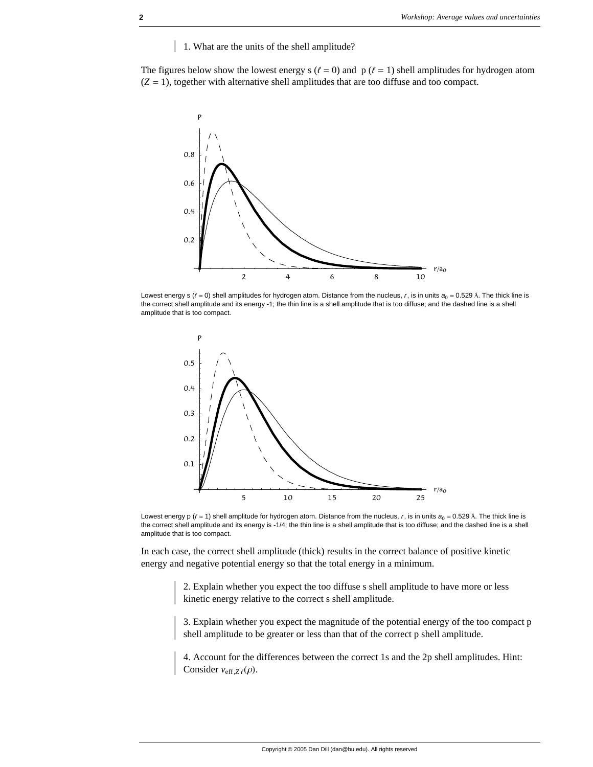1. What are the units of the shell amplitude?

The figures below show the lowest energy s ($\ell = 0$) and p ($\ell = 1$) shell amplitudes for hydrogen atom ($Z = 1$), together with alternative shell amplitudes that are too diffuse and too compact.

Lowest energy s ($\ell = 0$) shell amplitudes for hydrogen atom. Distance from the nucleus, $r$, is in units $a_0 = 0.529$ Å. The thick line is the correct shell amplitude and its energy -1; the thin line is a shell amplitude that is too diffuse; and the dashed line is a shell amplitude that is too compact.

Lowest energy p ($\ell = 1$) shell amplitude for hydrogen atom. Distance from the nucleus, $r$, is in units $a_0 = 0.529$ Å. The thick line is the correct shell amplitude and its energy is -1/4; the thin line is a shell amplitude that is too diffuse; and the dashed line is a shell amplitude that is too compact.

In each case, the correct shell amplitude (thick) results in the correct balance of positive kinetic energy and negative potential energy so that the total energy in a minimum.

2. Explain whether you expect the too diffuse s shell amplitude to have more or less kinetic energy relative to the correct s shell amplitude.

3. Explain whether you expect the magnitude of the potential energy of the too compact p shell amplitude to be greater or less than that of the correct p shell amplitude.

4. Account for the differences between the correct 1s and the 2p shell amplitudes. Hint: Consider $v_{\text{eff},Z\,\ell}(\rho)$.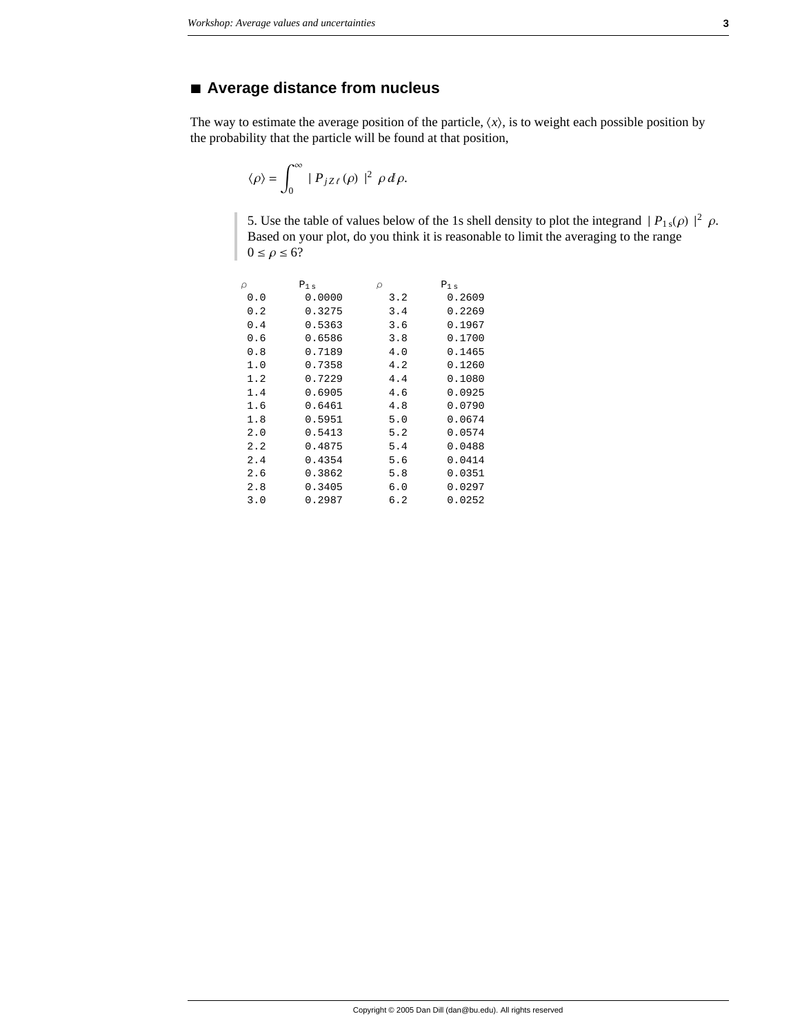## ■ Average distance from nucleus

The way to estimate the average position of the particle, $\langle x \rangle$, is to weight each possible position by the probability that the particle will be found at that position,

$$\langle \rho \rangle = \int_0^\infty |P_{jZ\ell}(\rho)|^2 \, \rho \, d\rho.$$

> 5. Use the table of values below of the 1s shell density to plot the integrand $|P_{1s}(\rho)|^2 \, \rho$. Based on your plot, do you think it is reasonable to limit the averaging to the range $0 \le \rho \le 6$?

| $\rho$ | $P_{1s}$ | $\rho$ | $P_{1s}$ |
|---|---|---|---|
| 0.0 | 0.0000 | 3.2 | 0.2609 |
| 0.2 | 0.3275 | 3.4 | 0.2269 |
| 0.4 | 0.5363 | 3.6 | 0.1967 |
| 0.6 | 0.6586 | 3.8 | 0.1700 |
| 0.8 | 0.7189 | 4.0 | 0.1465 |
| 1.0 | 0.7358 | 4.2 | 0.1260 |
| 1.2 | 0.7229 | 4.4 | 0.1080 |
| 1.4 | 0.6905 | 4.6 | 0.0925 |
| 1.6 | 0.6461 | 4.8 | 0.0790 |
| 1.8 | 0.5951 | 5.0 | 0.0674 |
| 2.0 | 0.5413 | 5.2 | 0.0574 |
| 2.2 | 0.4875 | 5.4 | 0.0488 |
| 2.4 | 0.4354 | 5.6 | 0.0414 |
| 2.6 | 0.3862 | 5.8 | 0.0351 |
| 2.8 | 0.3405 | 6.0 | 0.0297 |
| 3.0 | 0.2987 | 6.2 | 0.0252 |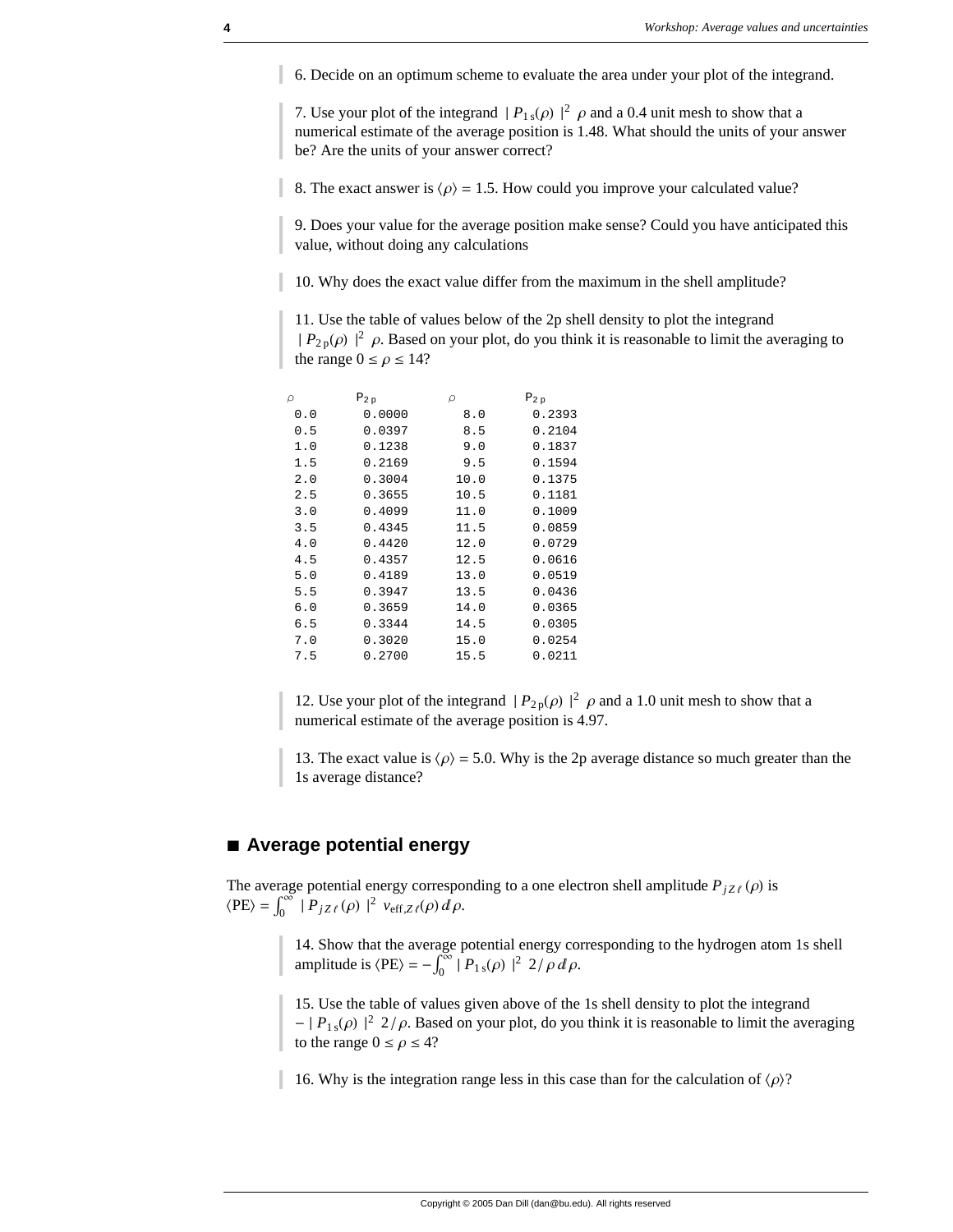6. Decide on an optimum scheme to evaluate the area under your plot of the integrand.

7. Use your plot of the integrand $|P_{1s}(\rho)|^2\ \rho$ and a 0.4 unit mesh to show that a numerical estimate of the average position is 1.48. What should the units of your answer be? Are the units of your answer correct?

8. The exact answer is $\langle\rho\rangle = 1.5$. How could you improve your calculated value?

9. Does your value for the average position make sense? Could you have anticipated this value, without doing any calculations

10. Why does the exact value differ from the maximum in the shell amplitude?

11. Use the table of values below of the 2p shell density to plot the integrand $|P_{2p}(\rho)|^2\ \rho$. Based on your plot, do you think it is reasonable to limit the averaging to the range $0 \le \rho \le 14$?

| $\rho$ | $P_{2p}$ | $\rho$ | $P_{2p}$ |
|---|---|---|---|
| 0.0 | 0.0000 | 8.0 | 0.2393 |
| 0.5 | 0.0397 | 8.5 | 0.2104 |
| 1.0 | 0.1238 | 9.0 | 0.1837 |
| 1.5 | 0.2169 | 9.5 | 0.1594 |
| 2.0 | 0.3004 | 10.0 | 0.1375 |
| 2.5 | 0.3655 | 10.5 | 0.1181 |
| 3.0 | 0.4099 | 11.0 | 0.1009 |
| 3.5 | 0.4345 | 11.5 | 0.0859 |
| 4.0 | 0.4420 | 12.0 | 0.0729 |
| 4.5 | 0.4357 | 12.5 | 0.0616 |
| 5.0 | 0.4189 | 13.0 | 0.0519 |
| 5.5 | 0.3947 | 13.5 | 0.0436 |
| 6.0 | 0.3659 | 14.0 | 0.0365 |
| 6.5 | 0.3344 | 14.5 | 0.0305 |
| 7.0 | 0.3020 | 15.0 | 0.0254 |
| 7.5 | 0.2700 | 15.5 | 0.0211 |

12. Use your plot of the integrand $|P_{2p}(\rho)|^2\ \rho$ and a 1.0 unit mesh to show that a numerical estimate of the average position is 4.97.

13. The exact value is $\langle\rho\rangle = 5.0$. Why is the 2p average distance so much greater than the 1s average distance?

## ■ Average potential energy

The average potential energy corresponding to a one electron shell amplitude $P_{jZ\ell}(\rho)$ is $\langle \text{PE}\rangle = \int_0^\infty |P_{jZ\ell}(\rho)|^2\ v_{\text{eff},Z\ell}(\rho)\,d\rho$.

14. Show that the average potential energy corresponding to the hydrogen atom 1s shell amplitude is $\langle \text{PE}\rangle = -\int_0^\infty |P_{1s}(\rho)|^2\ 2/\rho\,d\rho$.

15. Use the table of values given above of the 1s shell density to plot the integrand $-|P_{1s}(\rho)|^2\ 2/\rho$. Based on your plot, do you think it is reasonable to limit the averaging to the range $0 \le \rho \le 4$?

16. Why is the integration range less in this case than for the calculation of $\langle\rho\rangle$?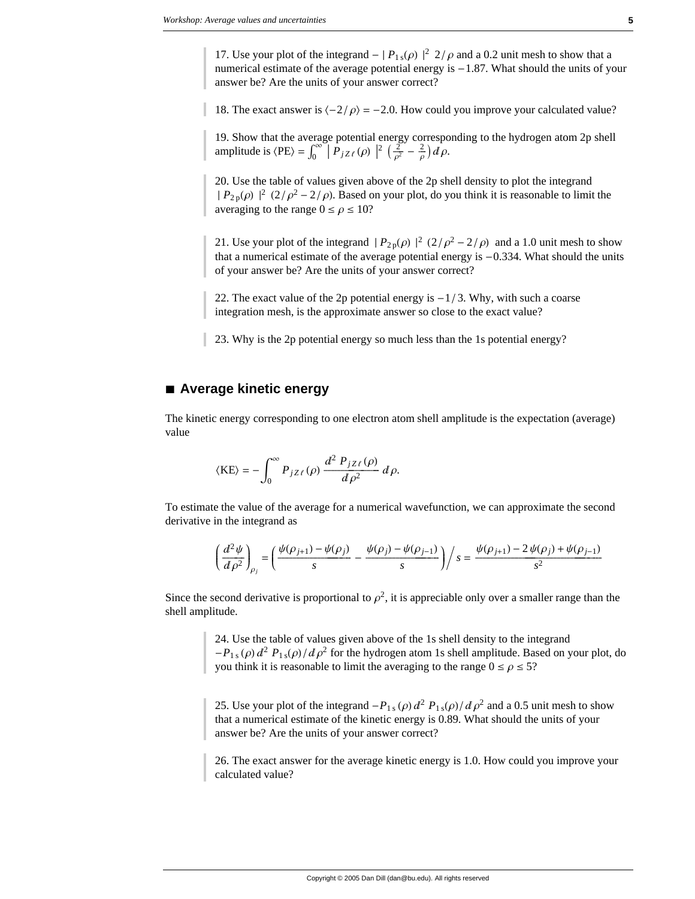17. Use your plot of the integrand $-\mid P_{1\,\mathrm{s}}(\rho)\mid^2\ 2/\rho$ and a 0.2 unit mesh to show that a numerical estimate of the average potential energy is $-1.87$. What should the units of your answer be? Are the units of your answer correct?

18. The exact answer is $\langle -2/\rho\rangle = -2.0$. How could you improve your calculated value?

19. Show that the average potential energy corresponding to the hydrogen atom 2p shell amplitude is $\langle \mathrm{PE}\rangle = \int_0^\infty \left| P_{jZ\ell}(\rho)\right|^2 \left(\frac{2}{\rho^2} - \frac{2}{\rho}\right) d\rho$.

20. Use the table of values given above of the 2p shell density to plot the integrand $\mid P_{2\,\mathrm{p}}(\rho)\mid^2\ (2/\rho^2 - 2/\rho)$. Based on your plot, do you think it is reasonable to limit the averaging to the range $0 \le \rho \le 10$?

21. Use your plot of the integrand $\mid P_{2\,\mathrm{p}}(\rho)\mid^2\ (2/\rho^2 - 2/\rho)$ and a 1.0 unit mesh to show that a numerical estimate of the average potential energy is $-0.334$. What should the units of your answer be? Are the units of your answer correct?

22. The exact value of the 2p potential energy is $-1/3$. Why, with such a coarse integration mesh, is the approximate answer so close to the exact value?

23. Why is the 2p potential energy so much less than the 1s potential energy?

## ■ Average kinetic energy

The kinetic energy corresponding to one electron atom shell amplitude is the expectation (average) value

$$\langle \mathrm{KE}\rangle = -\int_0^\infty P_{jZ\ell}(\rho)\,\frac{d^2\,P_{jZ\ell}(\rho)}{d\rho^2}\,d\rho.$$

To estimate the value of the average for a numerical wavefunction, we can approximate the second derivative in the integrand as

$$\left(\frac{d^2\psi}{d\rho^2}\right)_{\rho_j} = \left(\frac{\psi(\rho_{j+1}) - \psi(\rho_j)}{s} - \frac{\psi(\rho_j) - \psi(\rho_{j-1})}{s}\right)\Big/ s = \frac{\psi(\rho_{j+1}) - 2\,\psi(\rho_j) + \psi(\rho_{j-1})}{s^2}$$

Since the second derivative is proportional to $\rho^2$, it is appreciable only over a smaller range than the shell amplitude.

24. Use the table of values given above of the 1s shell density to the integrand $-P_{1\,\mathrm{s}}(\rho)\,d^2\,P_{1\,\mathrm{s}}(\rho)/d\rho^2$ for the hydrogen atom 1s shell amplitude. Based on your plot, do you think it is reasonable to limit the averaging to the range $0 \le \rho \le 5$?

25. Use your plot of the integrand $-P_{1\,\mathrm{s}}(\rho)\,d^2\,P_{1\,\mathrm{s}}(\rho)/d\rho^2$ and a 0.5 unit mesh to show that a numerical estimate of the kinetic energy is 0.89. What should the units of your answer be? Are the units of your answer correct?

26. The exact answer for the average kinetic energy is 1.0. How could you improve your calculated value?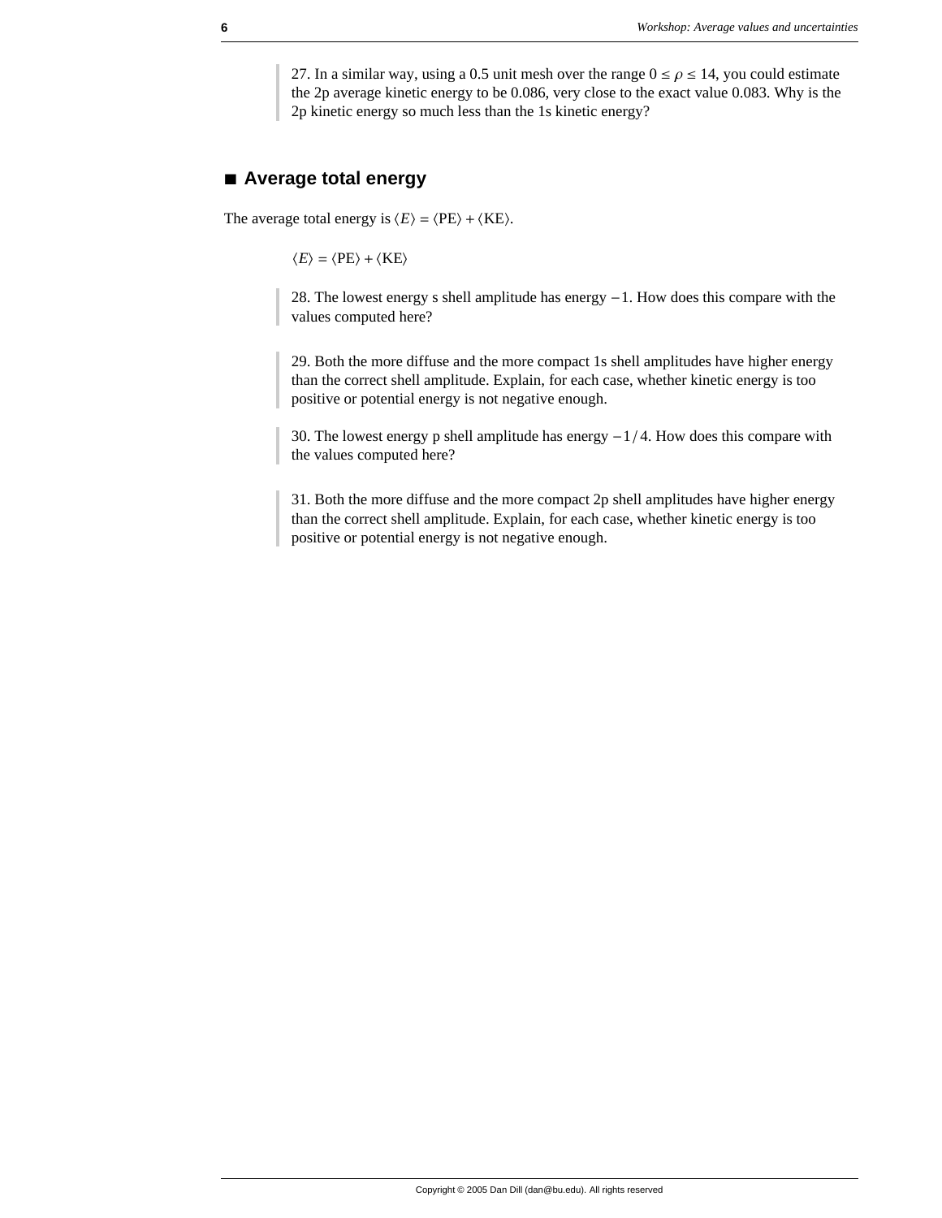27. In a similar way, using a 0.5 unit mesh over the range $0 \le \rho \le 14$, you could estimate the 2p average kinetic energy to be 0.086, very close to the exact value 0.083. Why is the 2p kinetic energy so much less than the 1s kinetic energy?

## ■ Average total energy

The average total energy is $\langle E \rangle = \langle \text{PE} \rangle + \langle \text{KE} \rangle$.

$$\langle E \rangle = \langle \text{PE} \rangle + \langle \text{KE} \rangle$$

28. The lowest energy s shell amplitude has energy $-1$. How does this compare with the values computed here?

29. Both the more diffuse and the more compact 1s shell amplitudes have higher energy than the correct shell amplitude. Explain, for each case, whether kinetic energy is too positive or potential energy is not negative enough.

30. The lowest energy p shell amplitude has energy $-1/4$. How does this compare with the values computed here?

31. Both the more diffuse and the more compact 2p shell amplitudes have higher energy than the correct shell amplitude. Explain, for each case, whether kinetic energy is too positive or potential energy is not negative enough.